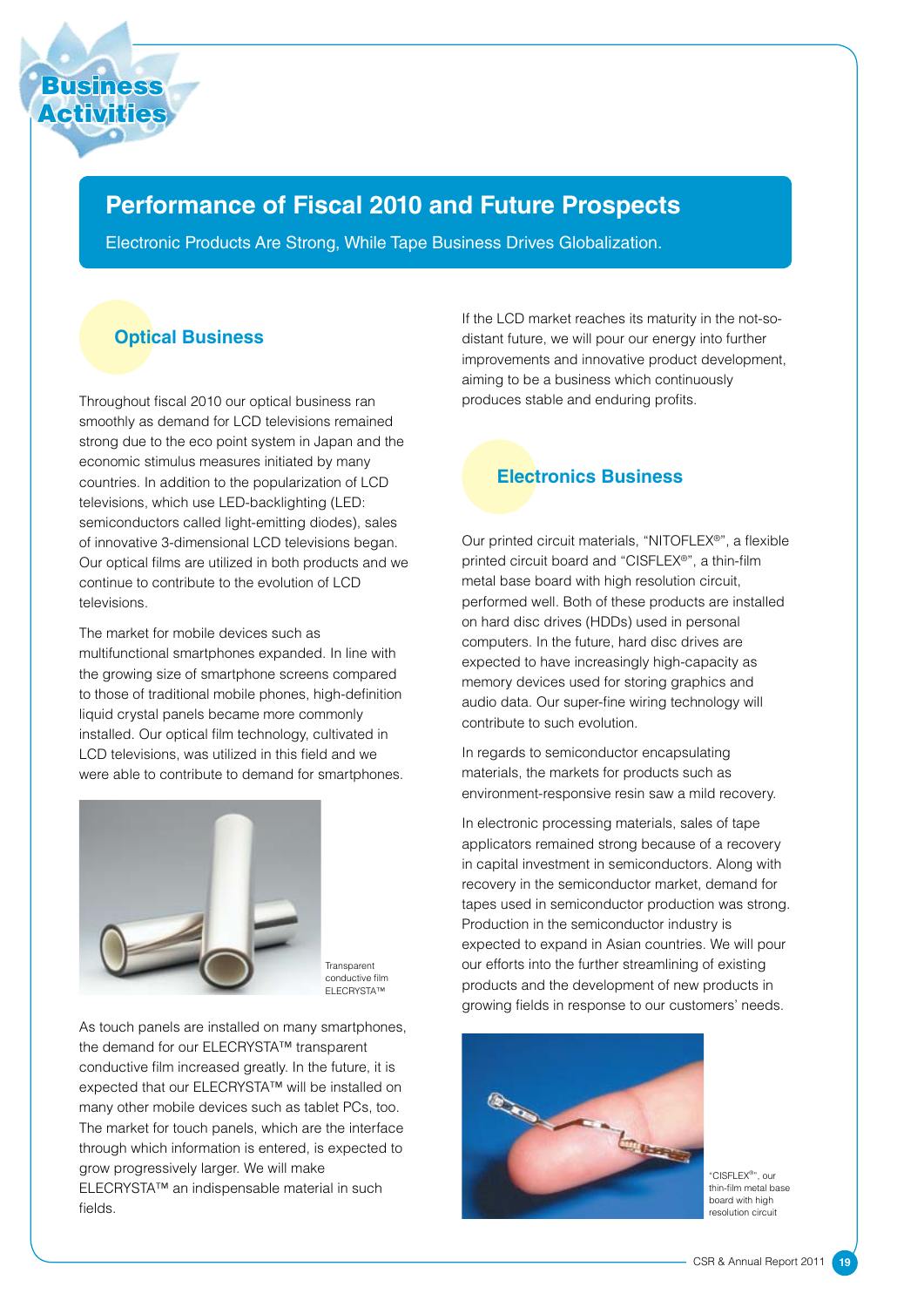# Business Activities

## Performance of Fiscal 2010 and Future Prospects

Electronic Products Are Strong, While Tape Business Drives Globalization.

### Optical Business

Throughout fiscal 2010 our optical business ran smoothly as demand for LCD televisions remained strong due to the eco point system in Japan and the economic stimulus measures initiated by many countries. In addition to the popularization of LCD televisions, which use LED-backlighting (LED: semiconductors called light-emitting diodes), sales of innovative 3-dimensional LCD televisions began. Our optical films are utilized in both products and we continue to contribute to the evolution of LCD televisions.

The market for mobile devices such as multifunctional smartphones expanded. In line with the growing size of smartphone screens compared to those of traditional mobile phones, high-definition liquid crystal panels became more commonly installed. Our optical film technology, cultivated in LCD televisions, was utilized in this field and we were able to contribute to demand for smartphones.

Transparent conductive film ELECRYSTA™

As touch panels are installed on many smartphones, the demand for our ELECRYSTA™ transparent conductive film increased greatly. In the future, it is expected that our ELECRYSTA™ will be installed on many other mobile devices such as tablet PCs, too. The market for touch panels, which are the interface through which information is entered, is expected to grow progressively larger. We will make ELECRYSTA™ an indispensable material in such fields.

If the LCD market reaches its maturity in the not-so-distant future, we will pour our energy into further improvements and innovative product development, aiming to be a business which continuously produces stable and enduring profits.

### Electronics Business

Our printed circuit materials, "NITOFLEX®", a flexible printed circuit board and "CISFLEX®", a thin-film metal base board with high resolution circuit, performed well. Both of these products are installed on hard disc drives (HDDs) used in personal computers. In the future, hard disc drives are expected to have increasingly high-capacity as memory devices used for storing graphics and audio data. Our super-fine wiring technology will contribute to such evolution.

In regards to semiconductor encapsulating materials, the markets for products such as environment-responsive resin saw a mild recovery.

In electronic processing materials, sales of tape applicators remained strong because of a recovery in capital investment in semiconductors. Along with recovery in the semiconductor market, demand for tapes used in semiconductor production was strong. Production in the semiconductor industry is expected to expand in Asian countries. We will pour our efforts into the further streamlining of existing products and the development of new products in growing fields in response to our customers' needs.

"CISFLEX®", our thin-film metal base board with high resolution circuit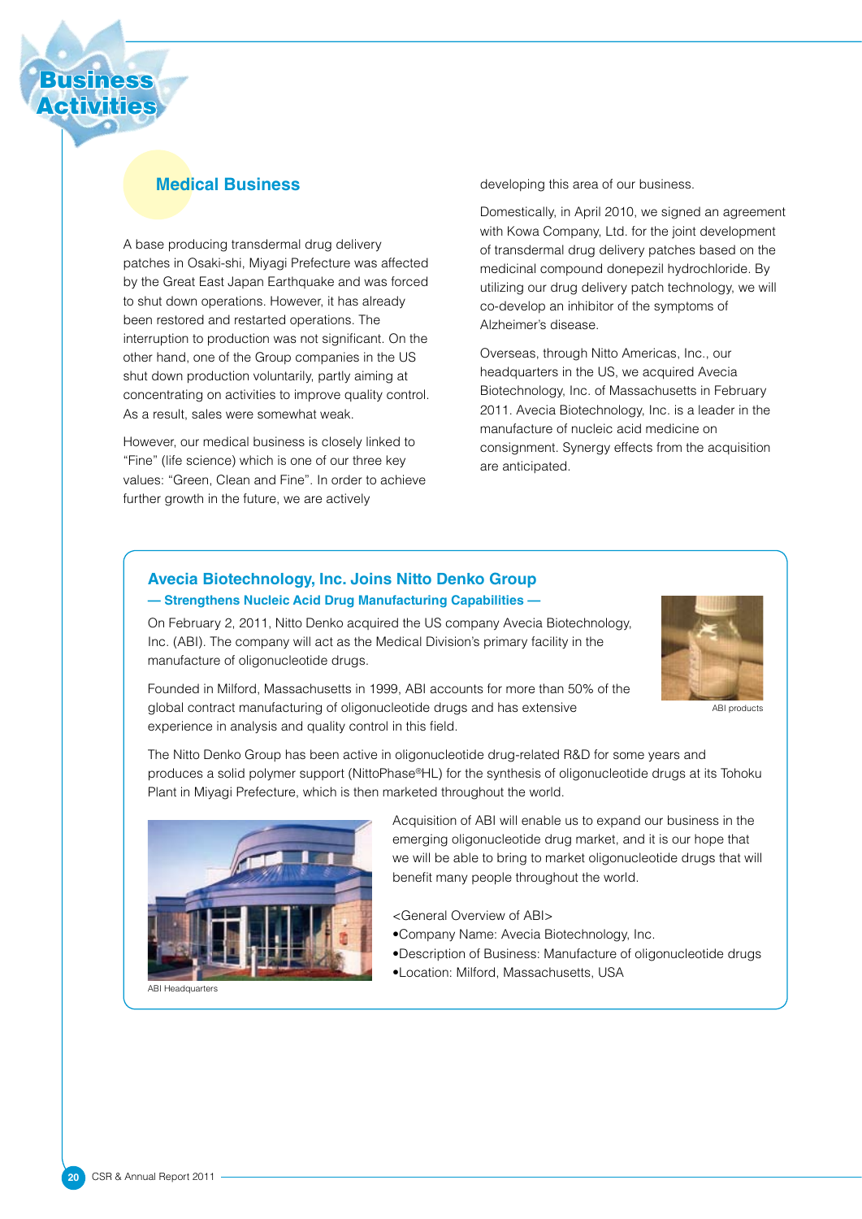# Business Activities

## Medical Business

A base producing transdermal drug delivery patches in Osaki-shi, Miyagi Prefecture was affected by the Great East Japan Earthquake and was forced to shut down operations. However, it has already been restored and restarted operations. The interruption to production was not significant. On the other hand, one of the Group companies in the US shut down production voluntarily, partly aiming at concentrating on activities to improve quality control. As a result, sales were somewhat weak.

However, our medical business is closely linked to "Fine" (life science) which is one of our three key values: "Green, Clean and Fine". In order to achieve further growth in the future, we are actively developing this area of our business.

Domestically, in April 2010, we signed an agreement with Kowa Company, Ltd. for the joint development of transdermal drug delivery patches based on the medicinal compound donepezil hydrochloride. By utilizing our drug delivery patch technology, we will co-develop an inhibitor of the symptoms of Alzheimer's disease.

Overseas, through Nitto Americas, Inc., our headquarters in the US, we acquired Avecia Biotechnology, Inc. of Massachusetts in February 2011. Avecia Biotechnology, Inc. is a leader in the manufacture of nucleic acid medicine on consignment. Synergy effects from the acquisition are anticipated.

### Avecia Biotechnology, Inc. Joins Nitto Denko Group

**— Strengthens Nucleic Acid Drug Manufacturing Capabilities —**

On February 2, 2011, Nitto Denko acquired the US company Avecia Biotechnology, Inc. (ABI). The company will act as the Medical Division's primary facility in the manufacture of oligonucleotide drugs.

Founded in Milford, Massachusetts in 1999, ABI accounts for more than 50% of the global contract manufacturing of oligonucleotide drugs and has extensive experience in analysis and quality control in this field.

ABI products

The Nitto Denko Group has been active in oligonucleotide drug-related R&D for some years and produces a solid polymer support (NittoPhase®HL) for the synthesis of oligonucleotide drugs at its Tohoku Plant in Miyagi Prefecture, which is then marketed throughout the world.

Acquisition of ABI will enable us to expand our business in the emerging oligonucleotide drug market, and it is our hope that we will be able to bring to market oligonucleotide drugs that will benefit many people throughout the world.

<General Overview of ABI>

- Company Name: Avecia Biotechnology, Inc.
- Description of Business: Manufacture of oligonucleotide drugs
- Location: Milford, Massachusetts, USA

ABI Headquarters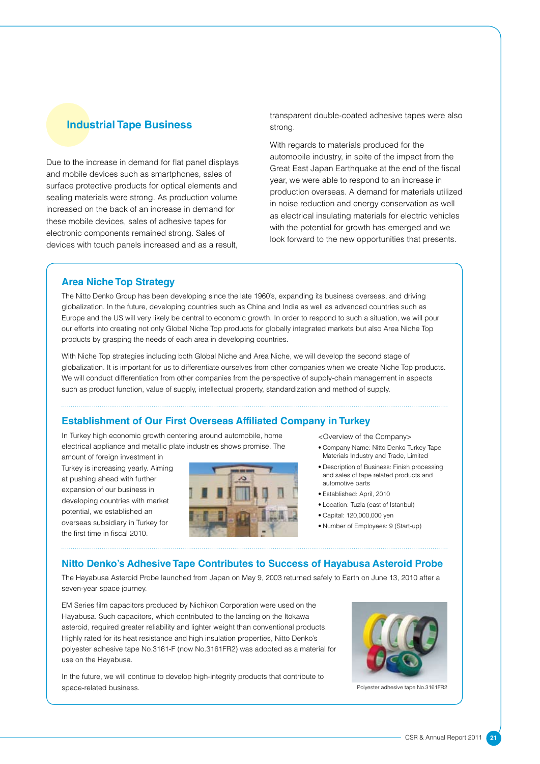## Industrial Tape Business

Due to the increase in demand for flat panel displays and mobile devices such as smartphones, sales of surface protective products for optical elements and sealing materials were strong. As production volume increased on the back of an increase in demand for these mobile devices, sales of adhesive tapes for electronic components remained strong. Sales of devices with touch panels increased and as a result, transparent double-coated adhesive tapes were also strong.

With regards to materials produced for the automobile industry, in spite of the impact from the Great East Japan Earthquake at the end of the fiscal year, we were able to respond to an increase in production overseas. A demand for materials utilized in noise reduction and energy conservation as well as electrical insulating materials for electric vehicles with the potential for growth has emerged and we look forward to the new opportunities that presents.

### Area Niche Top Strategy

The Nitto Denko Group has been developing since the late 1960's, expanding its business overseas, and driving globalization. In the future, developing countries such as China and India as well as advanced countries such as Europe and the US will very likely be central to economic growth. In order to respond to such a situation, we will pour our efforts into creating not only Global Niche Top products for globally integrated markets but also Area Niche Top products by grasping the needs of each area in developing countries.

With Niche Top strategies including both Global Niche and Area Niche, we will develop the second stage of globalization. It is important for us to differentiate ourselves from other companies when we create Niche Top products. We will conduct differentiation from other companies from the perspective of supply-chain management in aspects such as product function, value of supply, intellectual property, standardization and method of supply.

### Establishment of Our First Overseas Affiliated Company in Turkey

In Turkey high economic growth centering around automobile, home electrical appliance and metallic plate industries shows promise. The amount of foreign investment in Turkey is increasing yearly. Aiming at pushing ahead with further expansion of our business in developing countries with market potential, we established an overseas subsidiary in Turkey for the first time in fiscal 2010.

<Overview of the Company>

- Company Name: Nitto Denko Turkey Tape Materials Industry and Trade, Limited
- Description of Business: Finish processing and sales of tape related products and automotive parts
- Established: April, 2010
- Location: Tuzla (east of Istanbul)
- Capital: 120,000,000 yen
- Number of Employees: 9 (Start-up)

### Nitto Denko's Adhesive Tape Contributes to Success of Hayabusa Asteroid Probe

The Hayabusa Asteroid Probe launched from Japan on May 9, 2003 returned safely to Earth on June 13, 2010 after a seven-year space journey.

EM Series film capacitors produced by Nichikon Corporation were used on the Hayabusa. Such capacitors, which contributed to the landing on the Itokawa asteroid, required greater reliability and lighter weight than conventional products. Highly rated for its heat resistance and high insulation properties, Nitto Denko's polyester adhesive tape No.3161-F (now No.3161FR2) was adopted as a material for use on the Hayabusa.

In the future, we will continue to develop high-integrity products that contribute to space-related business.

Polyester adhesive tape No.3161FR2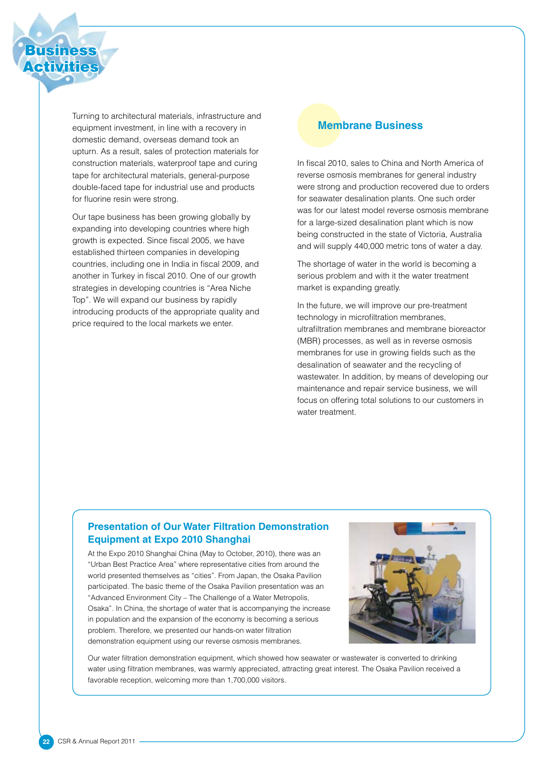# Business Activities

Turning to architectural materials, infrastructure and equipment investment, in line with a recovery in domestic demand, overseas demand took an upturn. As a result, sales of protection materials for construction materials, waterproof tape and curing tape for architectural materials, general-purpose double-faced tape for industrial use and products for fluorine resin were strong.

Our tape business has been growing globally by expanding into developing countries where high growth is expected. Since fiscal 2005, we have established thirteen companies in developing countries, including one in India in fiscal 2009, and another in Turkey in fiscal 2010. One of our growth strategies in developing countries is "Area Niche Top". We will expand our business by rapidly introducing products of the appropriate quality and price required to the local markets we enter.

## Membrane Business

In fiscal 2010, sales to China and North America of reverse osmosis membranes for general industry were strong and production recovered due to orders for seawater desalination plants. One such order was for our latest model reverse osmosis membrane for a large-sized desalination plant which is now being constructed in the state of Victoria, Australia and will supply 440,000 metric tons of water a day.

The shortage of water in the world is becoming a serious problem and with it the water treatment market is expanding greatly.

In the future, we will improve our pre-treatment technology in microfiltration membranes, ultrafiltration membranes and membrane bioreactor (MBR) processes, as well as in reverse osmosis membranes for use in growing fields such as the desalination of seawater and the recycling of wastewater. In addition, by means of developing our maintenance and repair service business, we will focus on offering total solutions to our customers in water treatment.

### Presentation of Our Water Filtration Demonstration Equipment at Expo 2010 Shanghai

At the Expo 2010 Shanghai China (May to October, 2010), there was an "Urban Best Practice Area" where representative cities from around the world presented themselves as "cities". From Japan, the Osaka Pavilion participated. The basic theme of the Osaka Pavilion presentation was an "Advanced Environment City – The Challenge of a Water Metropolis, Osaka". In China, the shortage of water that is accompanying the increase in population and the expansion of the economy is becoming a serious problem. Therefore, we presented our hands-on water filtration demonstration equipment using our reverse osmosis membranes.

Our water filtration demonstration equipment, which showed how seawater or wastewater is converted to drinking water using filtration membranes, was warmly appreciated, attracting great interest. The Osaka Pavilion received a favorable reception, welcoming more than 1,700,000 visitors.